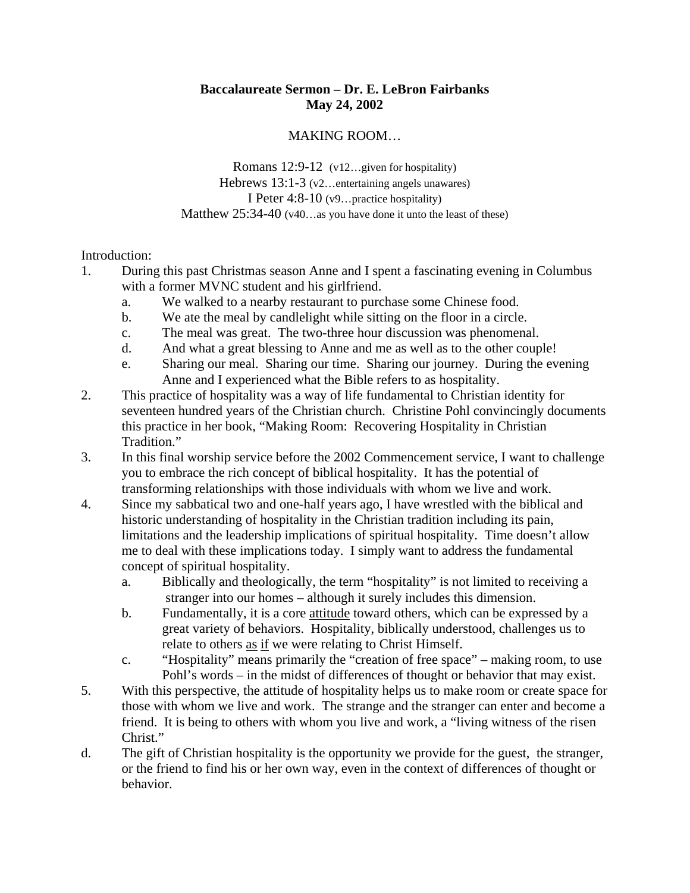**Baccalaureate Sermon – Dr. E. LeBron Fairbanks**
**May 24, 2002**

MAKING ROOM…

Romans 12:9-12 (v12…given for hospitality)
Hebrews 13:1-3 (v2…entertaining angels unawares)
I Peter 4:8-10 (v9…practice hospitality)
Matthew 25:34-40 (v40…as you have done it unto the least of these)

Introduction:

1. During this past Christmas season Anne and I spent a fascinating evening in Columbus with a former MVNC student and his girlfriend.
   a. We walked to a nearby restaurant to purchase some Chinese food.
   b. We ate the meal by candlelight while sitting on the floor in a circle.
   c. The meal was great. The two-three hour discussion was phenomenal.
   d. And what a great blessing to Anne and me as well as to the other couple!
   e. Sharing our meal. Sharing our time. Sharing our journey. During the evening Anne and I experienced what the Bible refers to as hospitality.
2. This practice of hospitality was a way of life fundamental to Christian identity for seventeen hundred years of the Christian church. Christine Pohl convincingly documents this practice in her book, "Making Room: Recovering Hospitality in Christian Tradition."
3. In this final worship service before the 2002 Commencement service, I want to challenge you to embrace the rich concept of biblical hospitality. It has the potential of transforming relationships with those individuals with whom we live and work.
4. Since my sabbatical two and one-half years ago, I have wrestled with the biblical and historic understanding of hospitality in the Christian tradition including its pain, limitations and the leadership implications of spiritual hospitality. Time doesn't allow me to deal with these implications today. I simply want to address the fundamental concept of spiritual hospitality.
   a. Biblically and theologically, the term "hospitality" is not limited to receiving a stranger into our homes – although it surely includes this dimension.
   b. Fundamentally, it is a core <u>attitude</u> toward others, which can be expressed by a great variety of behaviors. Hospitality, biblically understood, challenges us to relate to others <u>as</u> <u>if</u> we were relating to Christ Himself.
   c. "Hospitality" means primarily the "creation of free space" – making room, to use Pohl's words – in the midst of differences of thought or behavior that may exist.
5. With this perspective, the attitude of hospitality helps us to make room or create space for those with whom we live and work. The strange and the stranger can enter and become a friend. It is being to others with whom you live and work, a "living witness of the risen Christ."

d. The gift of Christian hospitality is the opportunity we provide for the guest, the stranger, or the friend to find his or her own way, even in the context of differences of thought or behavior.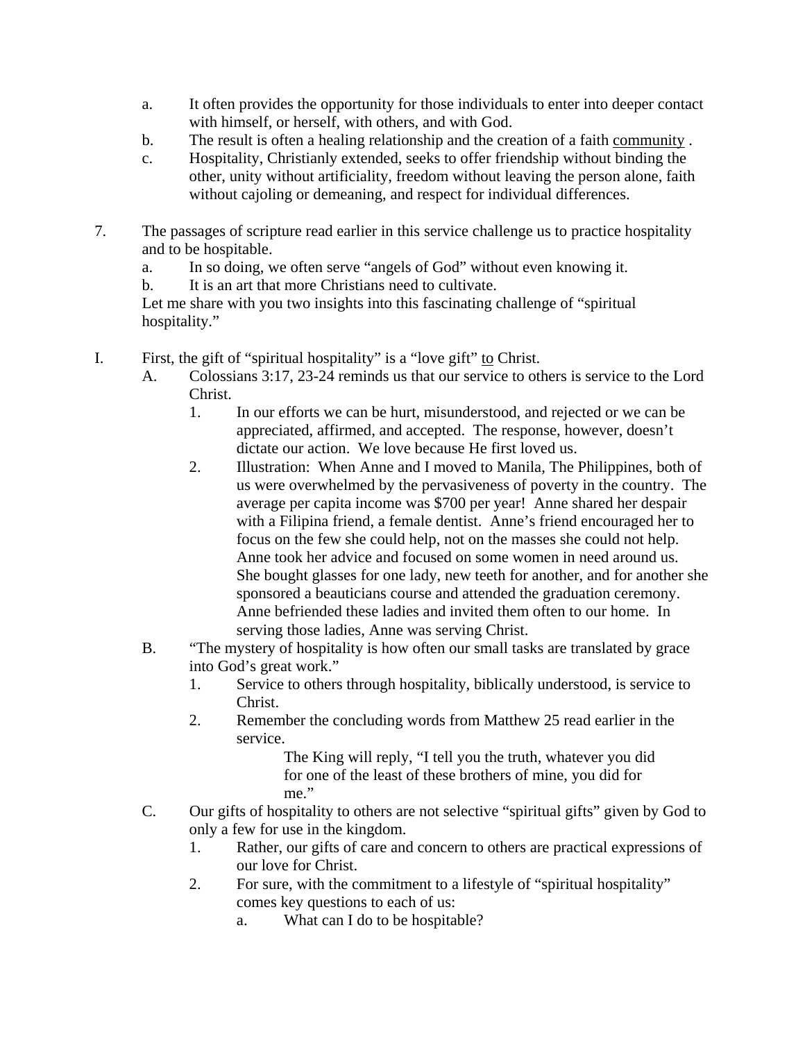a. It often provides the opportunity for those individuals to enter into deeper contact with himself, or herself, with others, and with God.

b. The result is often a healing relationship and the creation of a faith <u>community</u> .

c. Hospitality, Christianly extended, seeks to offer friendship without binding the other, unity without artificiality, freedom without leaving the person alone, faith without cajoling or demeaning, and respect for individual differences.

7. The passages of scripture read earlier in this service challenge us to practice hospitality and to be hospitable.

   a. In so doing, we often serve "angels of God" without even knowing it.

   b. It is an art that more Christians need to cultivate.

   Let me share with you two insights into this fascinating challenge of "spiritual hospitality."

I. First, the gift of "spiritual hospitality" is a "love gift" <u>to</u> Christ.

   A. Colossians 3:17, 23-24 reminds us that our service to others is service to the Lord Christ.

      1. In our efforts we can be hurt, misunderstood, and rejected or we can be appreciated, affirmed, and accepted. The response, however, doesn't dictate our action. We love because He first loved us.

      2. Illustration: When Anne and I moved to Manila, The Philippines, both of us were overwhelmed by the pervasiveness of poverty in the country. The average per capita income was $700 per year! Anne shared her despair with a Filipina friend, a female dentist. Anne's friend encouraged her to focus on the few she could help, not on the masses she could not help. Anne took her advice and focused on some women in need around us. She bought glasses for one lady, new teeth for another, and for another she sponsored a beauticians course and attended the graduation ceremony. Anne befriended these ladies and invited them often to our home. In serving those ladies, Anne was serving Christ.

   B. "The mystery of hospitality is how often our small tasks are translated by grace into God's great work."

      1. Service to others through hospitality, biblically understood, is service to Christ.

      2. Remember the concluding words from Matthew 25 read earlier in the service.

         > The King will reply, "I tell you the truth, whatever you did for one of the least of these brothers of mine, you did for me."

   C. Our gifts of hospitality to others are not selective "spiritual gifts" given by God to only a few for use in the kingdom.

      1. Rather, our gifts of care and concern to others are practical expressions of our love for Christ.

      2. For sure, with the commitment to a lifestyle of "spiritual hospitality" comes key questions to each of us:

         a. What can I do to be hospitable?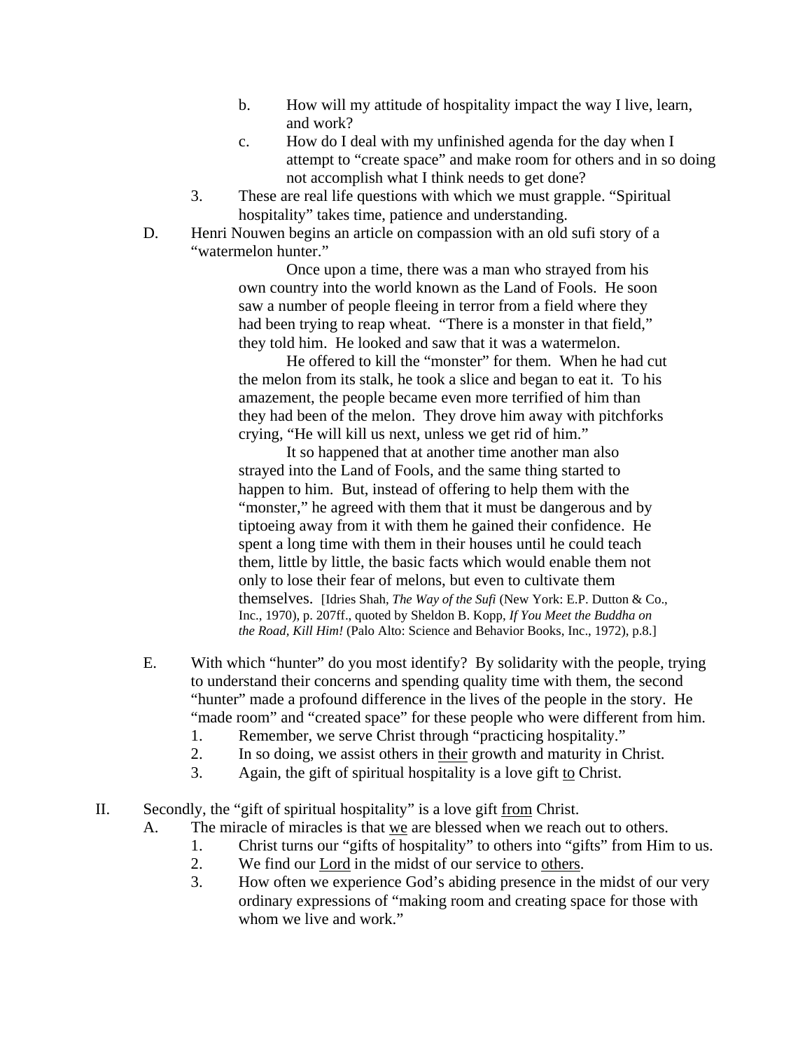- b. How will my attitude of hospitality impact the way I live, learn, and work?
   - c. How do I deal with my unfinished agenda for the day when I attempt to "create space" and make room for others and in so doing not accomplish what I think needs to get done?

3. These are real life questions with which we must grapple. "Spiritual hospitality" takes time, patience and understanding.

D. Henri Nouwen begins an article on compassion with an old sufi story of a "watermelon hunter."

> Once upon a time, there was a man who strayed from his own country into the world known as the Land of Fools. He soon saw a number of people fleeing in terror from a field where they had been trying to reap wheat. "There is a monster in that field," they told him. He looked and saw that it was a watermelon.
>
> He offered to kill the "monster" for them. When he had cut the melon from its stalk, he took a slice and began to eat it. To his amazement, the people became even more terrified of him than they had been of the melon. They drove him away with pitchforks crying, "He will kill us next, unless we get rid of him."
>
> It so happened that at another time another man also strayed into the Land of Fools, and the same thing started to happen to him. But, instead of offering to help them with the "monster," he agreed with them that it must be dangerous and by tiptoeing away from it with them he gained their confidence. He spent a long time with them in their houses until he could teach them, little by little, the basic facts which would enable them not only to lose their fear of melons, but even to cultivate them themselves. [Idries Shah, *The Way of the Sufi* (New York: E.P. Dutton & Co., Inc., 1970), p. 207ff., quoted by Sheldon B. Kopp, *If You Meet the Buddha on the Road, Kill Him!* (Palo Alto: Science and Behavior Books, Inc., 1972), p.8.]

E. With which "hunter" do you most identify? By solidarity with the people, trying to understand their concerns and spending quality time with them, the second "hunter" made a profound difference in the lives of the people in the story. He "made room" and "created space" for these people who were different from him.

1. Remember, we serve Christ through "practicing hospitality."
2. In so doing, we assist others in <u>their</u> growth and maturity in Christ.
3. Again, the gift of spiritual hospitality is a love gift <u>to</u> Christ.

II. Secondly, the "gift of spiritual hospitality" is a love gift <u>from</u> Christ.

A. The miracle of miracles is that <u>we</u> are blessed when we reach out to others.

1. Christ turns our "gifts of hospitality" to others into "gifts" from Him to us.
2. We find our <u>Lord</u> in the midst of our service to <u>others</u>.
3. How often we experience God's abiding presence in the midst of our very ordinary expressions of "making room and creating space for those with whom we live and work."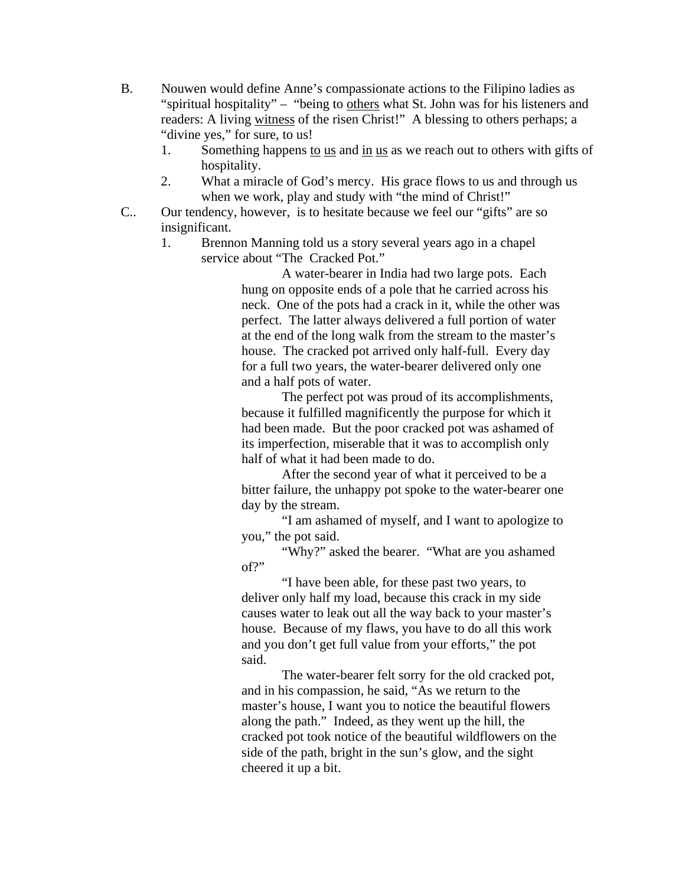B. Nouwen would define Anne's compassionate actions to the Filipino ladies as "spiritual hospitality" – "being to <u>others</u> what St. John was for his listeners and readers: A living <u>witness</u> of the risen Christ!" A blessing to others perhaps; a "divine yes," for sure, to us!

   1. Something happens <u>to</u> <u>us</u> and <u>in</u> <u>us</u> as we reach out to others with gifts of hospitality.
   2. What a miracle of God's mercy. His grace flows to us and through us when we work, play and study with "the mind of Christ!"

C.. Our tendency, however, is to hesitate because we feel our "gifts" are so insignificant.

   1. Brennon Manning told us a story several years ago in a chapel service about "The Cracked Pot."

      > A water-bearer in India had two large pots. Each hung on opposite ends of a pole that he carried across his neck. One of the pots had a crack in it, while the other was perfect. The latter always delivered a full portion of water at the end of the long walk from the stream to the master's house. The cracked pot arrived only half-full. Every day for a full two years, the water-bearer delivered only one and a half pots of water.
      >
      > The perfect pot was proud of its accomplishments, because it fulfilled magnificently the purpose for which it had been made. But the poor cracked pot was ashamed of its imperfection, miserable that it was to accomplish only half of what it had been made to do.
      >
      > After the second year of what it perceived to be a bitter failure, the unhappy pot spoke to the water-bearer one day by the stream.
      >
      > "I am ashamed of myself, and I want to apologize to you," the pot said.
      >
      > "Why?" asked the bearer. "What are you ashamed of?"
      >
      > "I have been able, for these past two years, to deliver only half my load, because this crack in my side causes water to leak out all the way back to your master's house. Because of my flaws, you have to do all this work and you don't get full value from your efforts," the pot said.
      >
      > The water-bearer felt sorry for the old cracked pot, and in his compassion, he said, "As we return to the master's house, I want you to notice the beautiful flowers along the path." Indeed, as they went up the hill, the cracked pot took notice of the beautiful wildflowers on the side of the path, bright in the sun's glow, and the sight cheered it up a bit.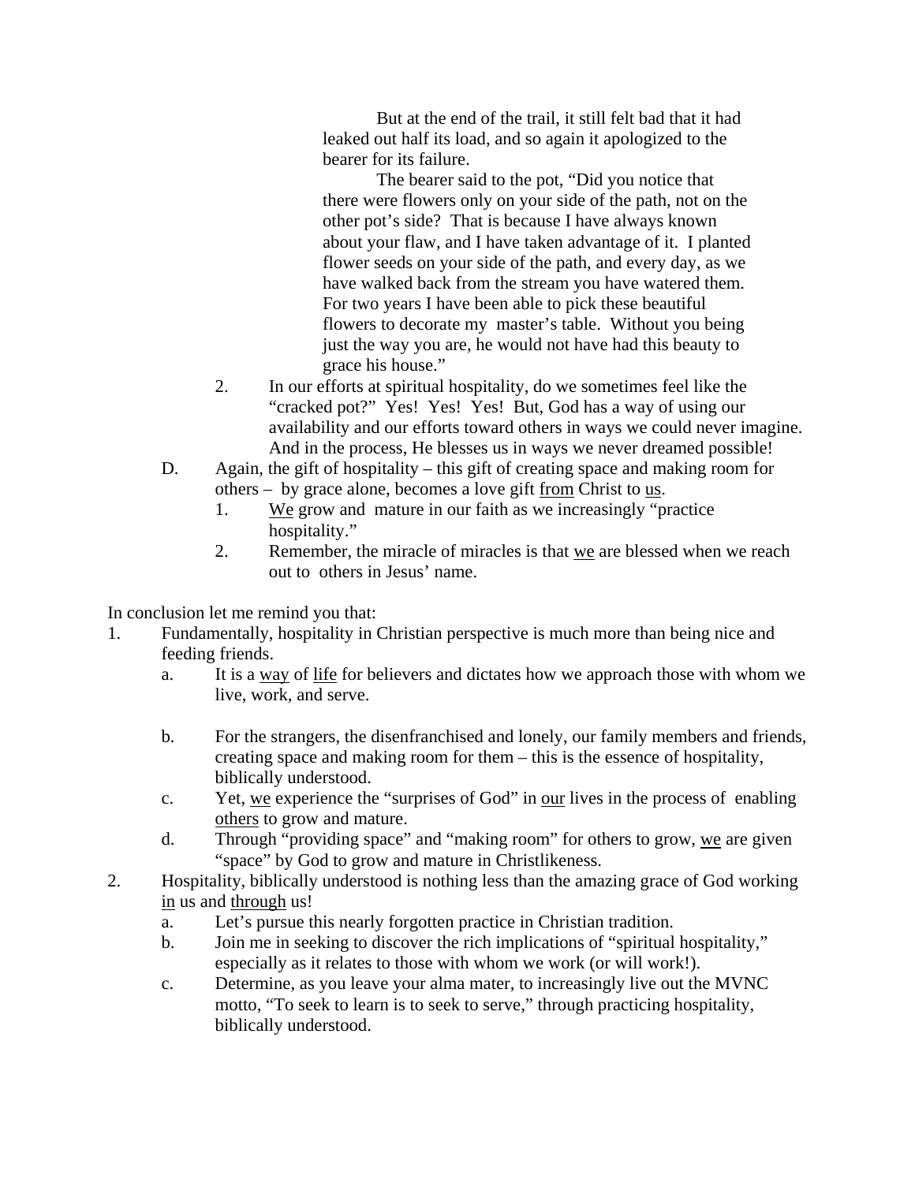But at the end of the trail, it still felt bad that it had leaked out half its load, and so again it apologized to the bearer for its failure.

The bearer said to the pot, "Did you notice that there were flowers only on your side of the path, not on the other pot's side? That is because I have always known about your flaw, and I have taken advantage of it. I planted flower seeds on your side of the path, and every day, as we have walked back from the stream you have watered them. For two years I have been able to pick these beautiful flowers to decorate my master's table. Without you being just the way you are, he would not have had this beauty to grace his house."

2. In our efforts at spiritual hospitality, do we sometimes feel like the "cracked pot?" Yes! Yes! Yes! But, God has a way of using our availability and our efforts toward others in ways we could never imagine. And in the process, He blesses us in ways we never dreamed possible!

D. Again, the gift of hospitality – this gift of creating space and making room for others – by grace alone, becomes a love gift <u>from</u> Christ to <u>us</u>.
   1. <u>We</u> grow and mature in our faith as we increasingly "practice hospitality."
   2. Remember, the miracle of miracles is that <u>we</u> are blessed when we reach out to others in Jesus' name.

In conclusion let me remind you that:

1. Fundamentally, hospitality in Christian perspective is much more than being nice and feeding friends.
   a. It is a <u>way</u> of <u>life</u> for believers and dictates how we approach those with whom we live, work, and serve.
   b. For the strangers, the disenfranchised and lonely, our family members and friends, creating space and making room for them – this is the essence of hospitality, biblically understood.
   c. Yet, <u>we</u> experience the "surprises of God" in <u>our</u> lives in the process of enabling <u>others</u> to grow and mature.
   d. Through "providing space" and "making room" for others to grow, <u>we</u> are given "space" by God to grow and mature in Christlikeness.
2. Hospitality, biblically understood is nothing less than the amazing grace of God working <u>in</u> us and <u>through</u> us!
   a. Let's pursue this nearly forgotten practice in Christian tradition.
   b. Join me in seeking to discover the rich implications of "spiritual hospitality," especially as it relates to those with whom we work (or will work!).
   c. Determine, as you leave your alma mater, to increasingly live out the MVNC motto, "To seek to learn is to seek to serve," through practicing hospitality, biblically understood.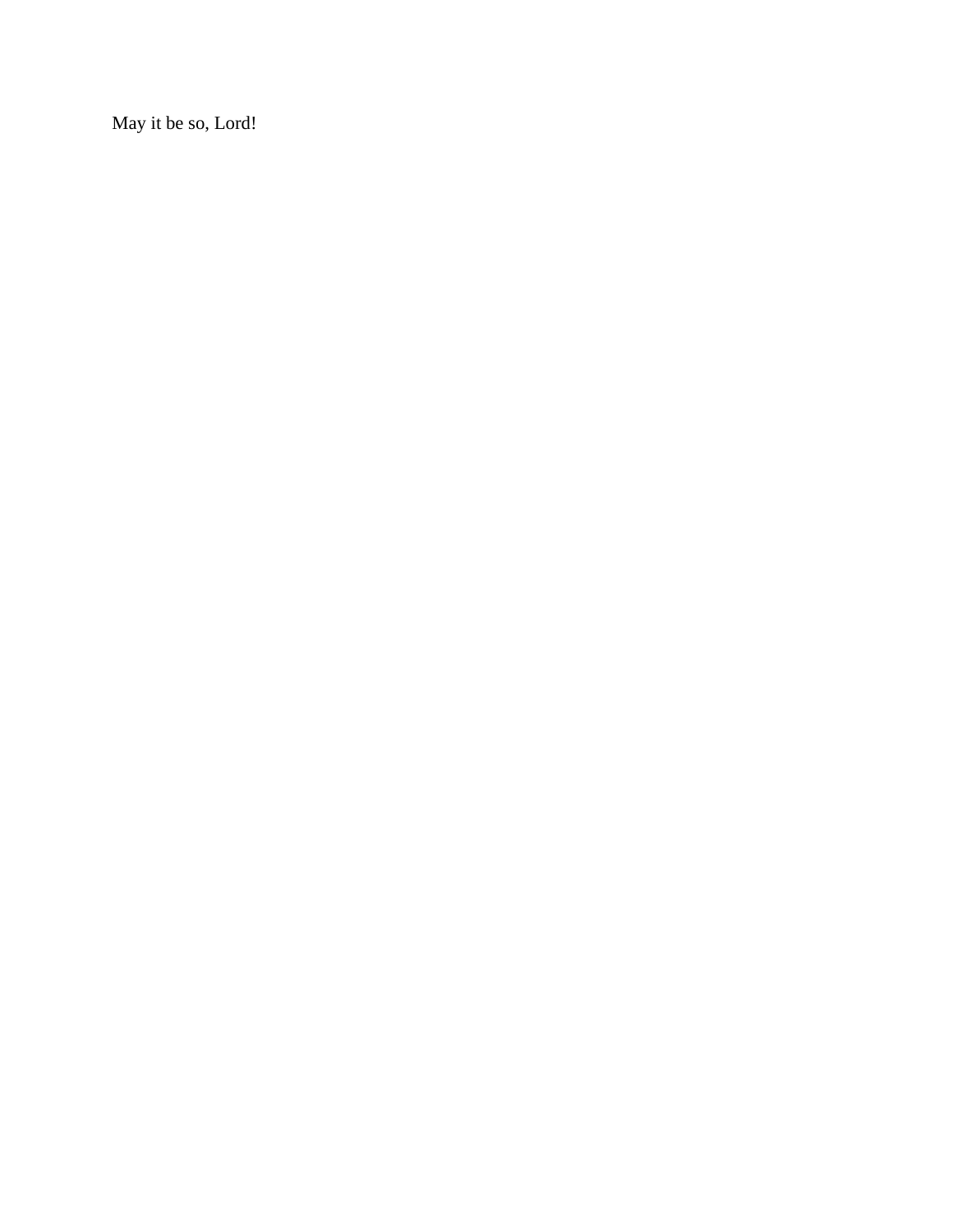May it be so, Lord!